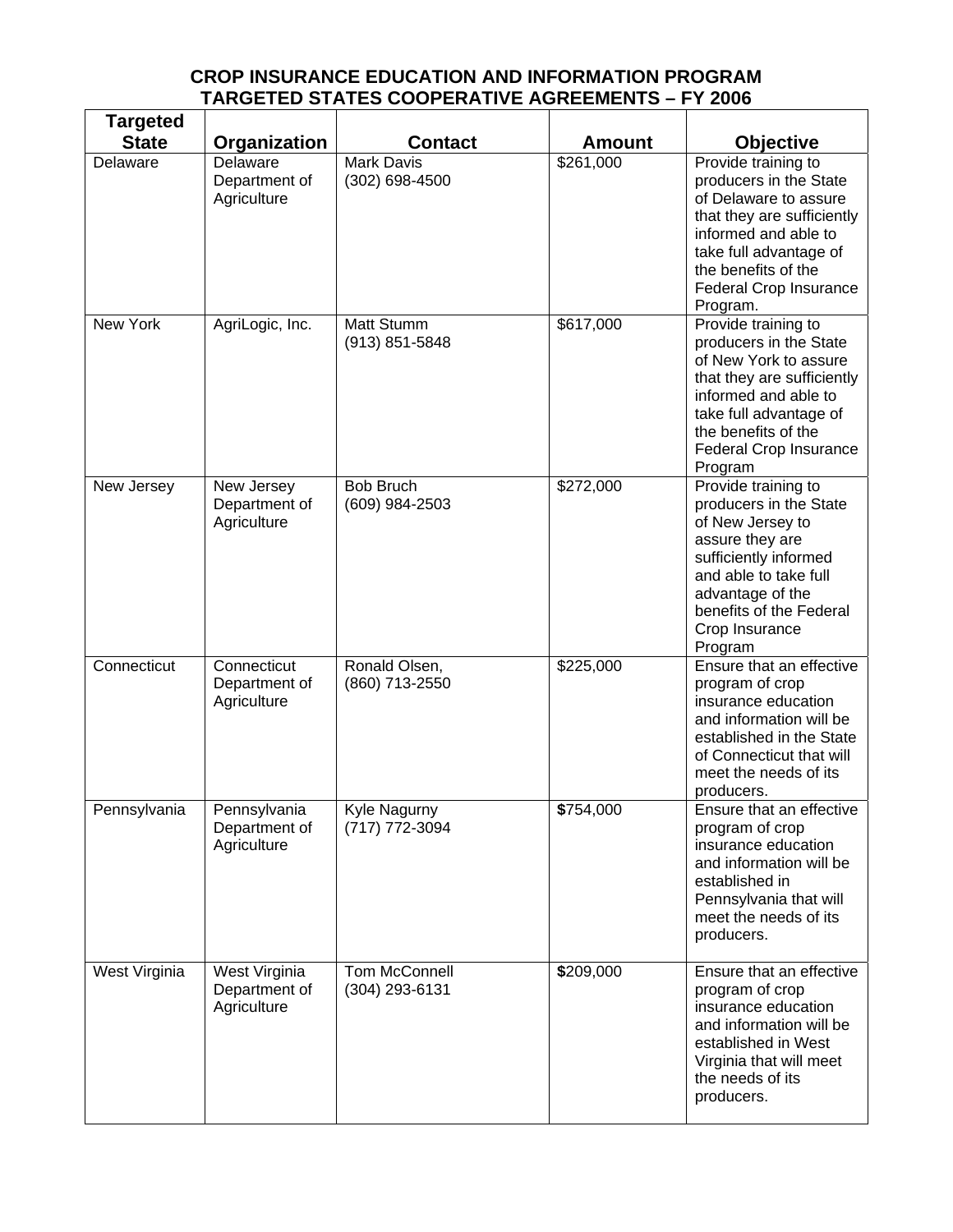## CROP INSURANCE EDUCATION AND INFORMATION PROGRAM
## TARGETED STATES COOPERATIVE AGREEMENTS – FY 2006

| Targeted State | Organization | Contact | Amount | Objective |
|---|---|---|---|---|
| Delaware | Delaware Department of Agriculture | Mark Davis (302) 698-4500 | $261,000 | Provide training to producers in the State of Delaware to assure that they are sufficiently informed and able to take full advantage of the benefits of the Federal Crop Insurance Program. |
| New York | AgriLogic, Inc. | Matt Stumm (913) 851-5848 | $617,000 | Provide training to producers in the State of New York to assure that they are sufficiently informed and able to take full advantage of the benefits of the Federal Crop Insurance Program |
| New Jersey | New Jersey Department of Agriculture | Bob Bruch (609) 984-2503 | $272,000 | Provide training to producers in the State of New Jersey to assure they are sufficiently informed and able to take full advantage of the benefits of the Federal Crop Insurance Program |
| Connecticut | Connecticut Department of Agriculture | Ronald Olsen, (860) 713-2550 | $225,000 | Ensure that an effective program of crop insurance education and information will be established in the State of Connecticut that will meet the needs of its producers. |
| Pennsylvania | Pennsylvania Department of Agriculture | Kyle Nagurny (717) 772-3094 | $754,000 | Ensure that an effective program of crop insurance education and information will be established in Pennsylvania that will meet the needs of its producers. |
| West Virginia | West Virginia Department of Agriculture | Tom McConnell (304) 293-6131 | $209,000 | Ensure that an effective program of crop insurance education and information will be established in West Virginia that will meet the needs of its producers. |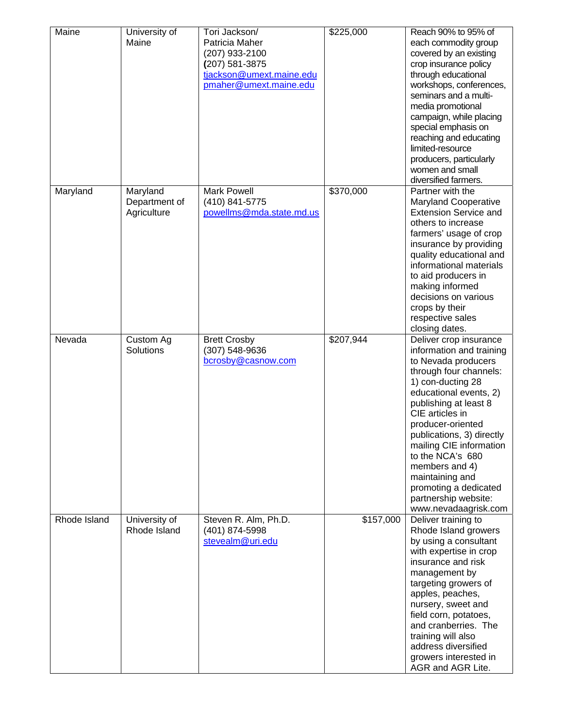| | | | | |
|---|---|---|---|---|
| Maine | University of Maine | Tori Jackson/ Patricia Maher (207) 933-2100 (207) 581-3875 tjackson@umext.maine.edu pmaher@umext.maine.edu | $225,000 | Reach 90% to 95% of each commodity group covered by an existing crop insurance policy through educational workshops, conferences, seminars and a multi-media promotional campaign, while placing special emphasis on reaching and educating limited-resource producers, particularly women and small diversified farmers. |
| Maryland | Maryland Department of Agriculture | Mark Powell (410) 841-5775 powellms@mda.state.md.us | $370,000 | Partner with the Maryland Cooperative Extension Service and others to increase farmers' usage of crop insurance by providing quality educational and informational materials to aid producers in making informed decisions on various crops by their respective sales closing dates. |
| Nevada | Custom Ag Solutions | Brett Crosby (307) 548-9636 bcrosby@casnow.com | $207,944 | Deliver crop insurance information and training to Nevada producers through four channels: 1) con-ducting 28 educational events, 2) publishing at least 8 CIE articles in producer-oriented publications, 3) directly mailing CIE information to the NCA's 680 members and 4) maintaining and promoting a dedicated partnership website: www.nevadaagrisk.com |
| Rhode Island | University of Rhode Island | Steven R. Alm, Ph.D. (401) 874-5998 stevealm@uri.edu | $157,000 | Deliver training to Rhode Island growers by using a consultant with expertise in crop insurance and risk management by targeting growers of apples, peaches, nursery, sweet and field corn, potatoes, and cranberries. The training will also address diversified growers interested in AGR and AGR Lite. |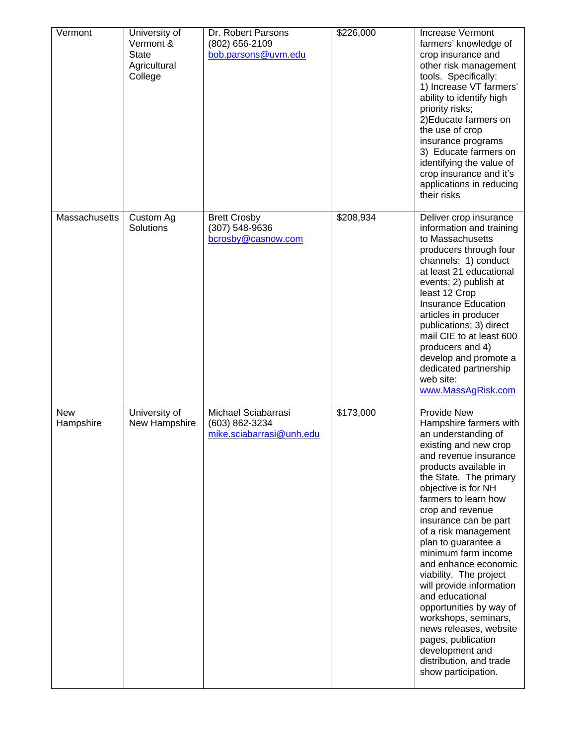| | | | | |
|---|---|---|---|---|
| Vermont | University of Vermont & State Agricultural College | Dr. Robert Parsons<br>(802) 656-2109<br>bob.parsons@uvm.edu | $226,000 | Increase Vermont farmers' knowledge of crop insurance and other risk management tools. Specifically:<br>1) Increase VT farmers' ability to identify high priority risks;<br>2)Educate farmers on the use of crop insurance programs<br>3) Educate farmers on identifying the value of crop insurance and it's applications in reducing their risks |
| Massachusetts | Custom Ag Solutions | Brett Crosby<br>(307) 548-9636<br>bcrosby@casnow.com | $208,934 | Deliver crop insurance information and training to Massachusetts producers through four channels: 1) conduct at least 21 educational events; 2) publish at least 12 Crop Insurance Education articles in producer publications; 3) direct mail CIE to at least 600 producers and 4) develop and promote a dedicated partnership web site: www.MassAgRisk.com |
| New Hampshire | University of New Hampshire | Michael Sciabarrasi<br>(603) 862-3234<br>mike.sciabarrasi@unh.edu | $173,000 | Provide New Hampshire farmers with an understanding of existing and new crop and revenue insurance products available in the State. The primary objective is for NH farmers to learn how crop and revenue insurance can be part of a risk management plan to guarantee a minimum farm income and enhance economic viability. The project will provide information and educational opportunities by way of workshops, seminars, news releases, website pages, publication development and distribution, and trade show participation. |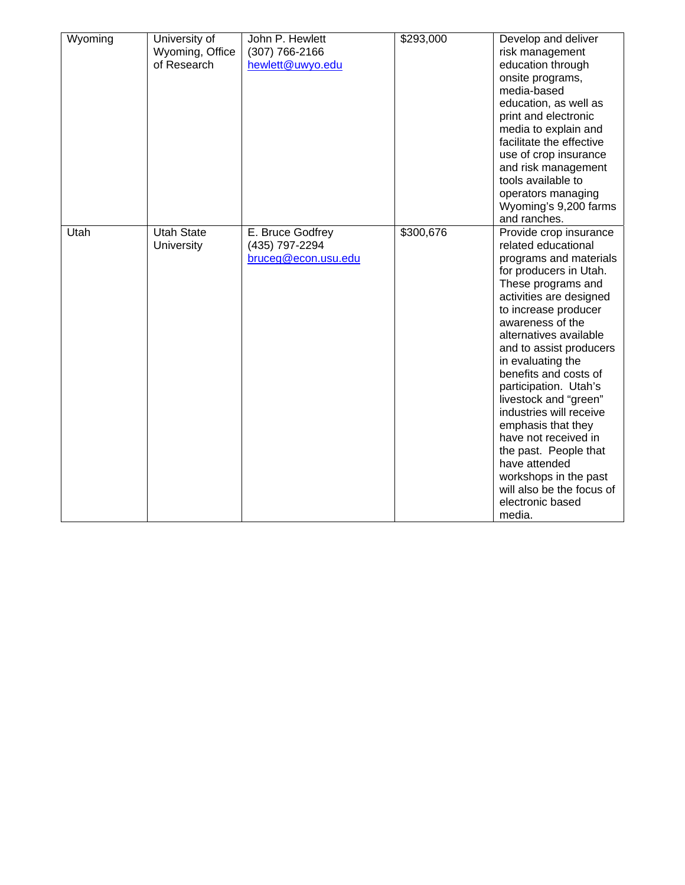| | | | | |
|---|---|---|---|---|
| Wyoming | University of Wyoming, Office of Research | John P. Hewlett<br>(307) 766-2166<br>hewlett@uwyo.edu | $293,000 | Develop and deliver risk management education through onsite programs, media-based education, as well as print and electronic media to explain and facilitate the effective use of crop insurance and risk management tools available to operators managing Wyoming's 9,200 farms and ranches. |
| Utah | Utah State University | E. Bruce Godfrey<br>(435) 797-2294<br>bruceg@econ.usu.edu | $300,676 | Provide crop insurance related educational programs and materials for producers in Utah. These programs and activities are designed to increase producer awareness of the alternatives available and to assist producers in evaluating the benefits and costs of participation. Utah's livestock and "green" industries will receive emphasis that they have not received in the past. People that have attended workshops in the past will also be the focus of electronic based media. |